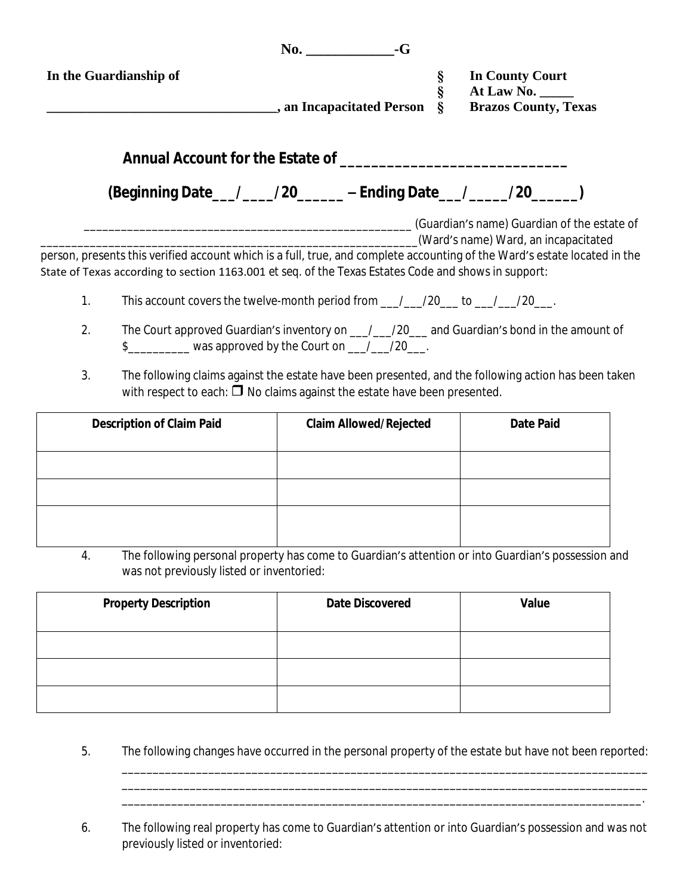**No. \_\_\_\_\_\_\_\_\_\_\_\_-G**

**In the Guardianship of** § **In County Court**
§ **At Law No. \_\_\_\_\_**
**\_\_\_\_\_\_\_\_\_\_\_\_\_\_\_\_\_\_\_\_\_\_\_\_\_\_\_\_\_\_\_\_\_\_, an Incapacitated Person** § **Brazos County, Texas**

## Annual Account for the Estate of \_\_\_\_\_\_\_\_\_\_\_\_\_\_\_\_\_\_\_\_\_\_\_\_\_\_\_\_\_

## (Beginning Date\_\_\_/\_\_\_\_/20\_\_\_\_\_\_ – Ending Date\_\_\_/\_\_\_\_\_/20\_\_\_\_\_\_)

\_\_\_\_\_\_\_\_\_\_\_\_\_\_\_\_\_\_\_\_\_\_\_\_\_\_\_\_\_\_\_\_\_\_\_\_\_\_\_\_\_\_\_\_\_\_\_\_\_\_\_\_\_ (Guardian's name) Guardian of the estate of \_\_\_\_\_\_\_\_\_\_\_\_\_\_\_\_\_\_\_\_\_\_\_\_\_\_\_\_\_\_\_\_\_\_\_\_\_\_\_\_\_\_\_\_\_\_\_\_\_\_\_\_\_\_\_\_\_\_\_\_\_\_(Ward's name) Ward, an incapacitated person, presents this verified account which is a full, true, and complete accounting of the Ward's estate located in the State of Texas according to section 1163.001 et seq. of the Texas Estates Code and shows in support:

1. This account covers the twelve-month period from \_\_\_/\_\_\_/20\_\_\_ to \_\_\_/\_\_\_/20\_\_\_.

2. The Court approved Guardian's inventory on \_\_\_/\_\_\_/20\_\_\_ and Guardian's bond in the amount of $\_\_\_\_\_\_\_\_\_\_ was approved by the Court on \_\_\_/\_\_\_/20\_\_\_.

3. The following claims against the estate have been presented, and the following action has been taken with respect to each: ☐ No claims against the estate have been presented.

| Description of Claim Paid | Claim Allowed/Rejected | Date Paid |
|---|---|---|
| | | |
| | | |
| | | |

4. The following personal property has come to Guardian's attention or into Guardian's possession and was not previously listed or inventoried:

| Property Description | Date Discovered | Value |
|---|---|---|
| | | |
| | | |
| | | |

5. The following changes have occurred in the personal property of the estate but have not been reported:
\_\_\_\_\_\_\_\_\_\_\_\_\_\_\_\_\_\_\_\_\_\_\_\_\_\_\_\_\_\_\_\_\_\_\_\_\_\_\_\_\_\_\_\_\_\_\_\_\_\_\_\_\_\_\_\_\_\_\_\_\_\_\_\_\_\_\_\_\_\_\_\_\_\_\_\_\_\_\_\_\_\_\_\_
\_\_\_\_\_\_\_\_\_\_\_\_\_\_\_\_\_\_\_\_\_\_\_\_\_\_\_\_\_\_\_\_\_\_\_\_\_\_\_\_\_\_\_\_\_\_\_\_\_\_\_\_\_\_\_\_\_\_\_\_\_\_\_\_\_\_\_\_\_\_\_\_\_\_\_\_\_\_\_\_\_\_\_\_
\_\_\_\_\_\_\_\_\_\_\_\_\_\_\_\_\_\_\_\_\_\_\_\_\_\_\_\_\_\_\_\_\_\_\_\_\_\_\_\_\_\_\_\_\_\_\_\_\_\_\_\_\_\_\_\_\_\_\_\_\_\_\_\_\_\_\_\_\_\_\_\_\_\_\_\_\_\_\_\_\_\_\_.

6. The following real property has come to Guardian's attention or into Guardian's possession and was not previously listed or inventoried: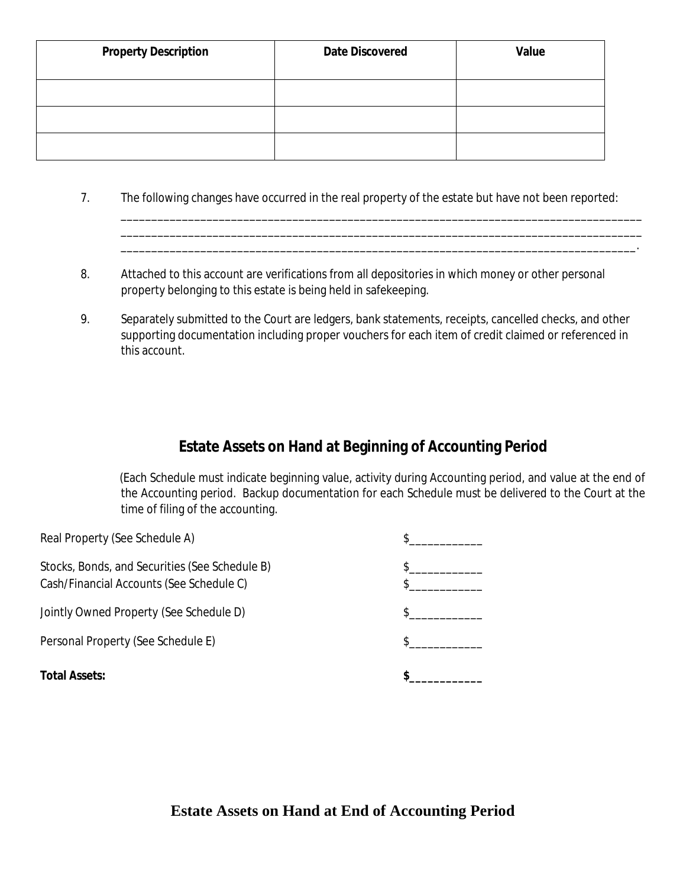| Property Description | Date Discovered | Value |
|---|---|---|
| | | |
| | | |
| | | |

7. The following changes have occurred in the real property of the estate but have not been reported:
______________________________________________________________________________________
______________________________________________________________________________________
_____________________________________________________________________________________.

8. Attached to this account are verifications from all depositories in which money or other personal property belonging to this estate is being held in safekeeping.

9. Separately submitted to the Court are ledgers, bank statements, receipts, cancelled checks, and other supporting documentation including proper vouchers for each item of credit claimed or referenced in this account.

## Estate Assets on Hand at Beginning of Accounting Period

(Each Schedule must indicate beginning value, activity during Accounting period, and value at the end of the Accounting period. Backup documentation for each Schedule must be delivered to the Court at the time of filing of the accounting.

Real Property (See Schedule A) $____________

Stocks, Bonds, and Securities (See Schedule B) $____________
Cash/Financial Accounts (See Schedule C) $____________

Jointly Owned Property (See Schedule D) $____________

Personal Property (See Schedule E) $____________

**Total Assets:** **$____________**

## Estate Assets on Hand at End of Accounting Period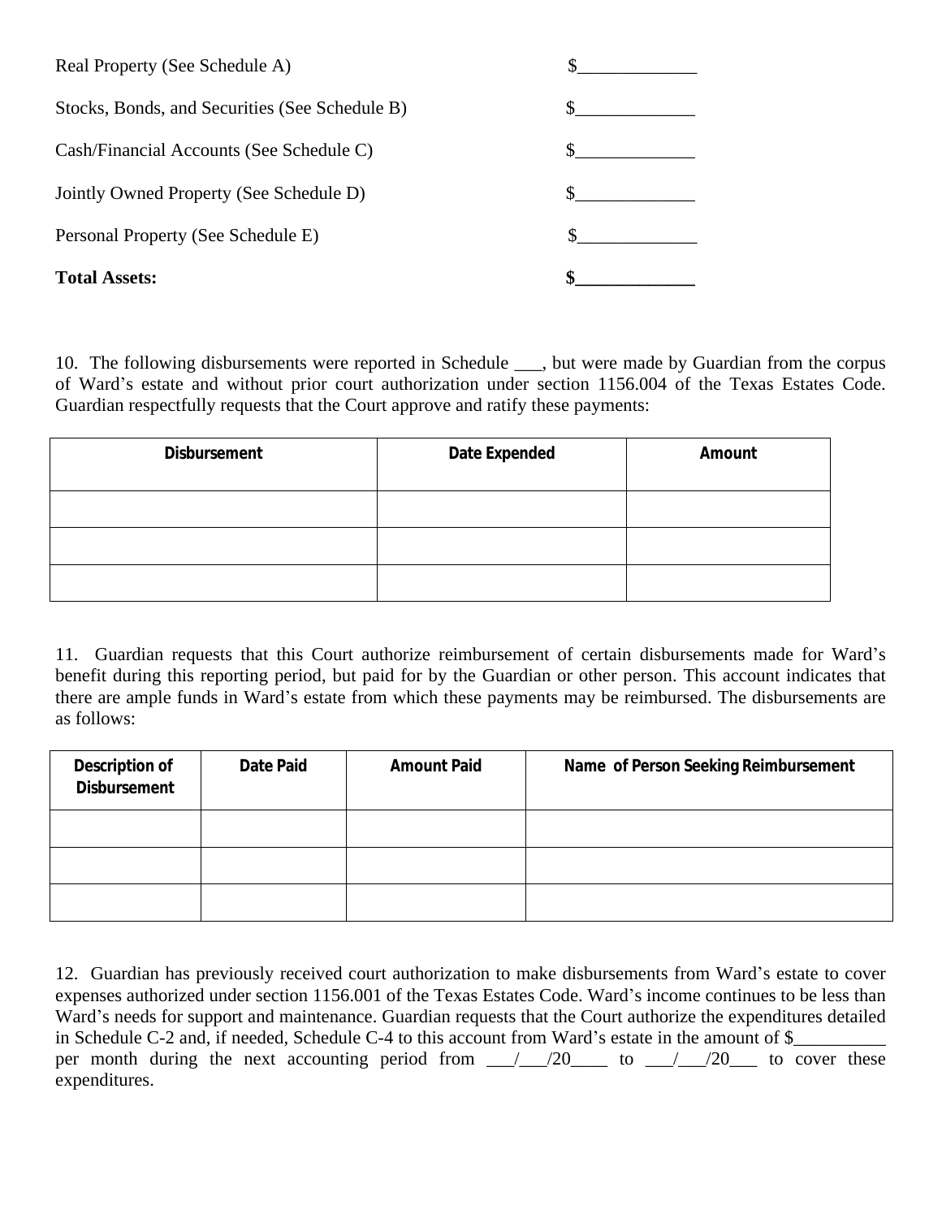Real Property (See Schedule A) $_____________

Stocks, Bonds, and Securities (See Schedule B) $_____________

Cash/Financial Accounts (See Schedule C) $_____________

Jointly Owned Property (See Schedule D) $_____________

Personal Property (See Schedule E) $_____________

**Total Assets:** **$_____________**

10. The following disbursements were reported in Schedule ___, but were made by Guardian from the corpus of Ward's estate and without prior court authorization under section 1156.004 of the Texas Estates Code. Guardian respectfully requests that the Court approve and ratify these payments:

| Disbursement | Date Expended | Amount |
|---|---|---|
| | | |
| | | |
| | | |

11. Guardian requests that this Court authorize reimbursement of certain disbursements made for Ward's benefit during this reporting period, but paid for by the Guardian or other person. This account indicates that there are ample funds in Ward's estate from which these payments may be reimbursed. The disbursements are as follows:

| Description of Disbursement | Date Paid | Amount Paid | Name of Person Seeking Reimbursement |
|---|---|---|---|
| | | | |
| | | | |
| | | | |

12. Guardian has previously received court authorization to make disbursements from Ward's estate to cover expenses authorized under section 1156.001 of the Texas Estates Code. Ward's income continues to be less than Ward's needs for support and maintenance. Guardian requests that the Court authorize the expenditures detailed in Schedule C-2 and, if needed, Schedule C-4 to this account from Ward's estate in the amount of $__________ per month during the next accounting period from ___/___/20____ to ___/___/20___ to cover these expenditures.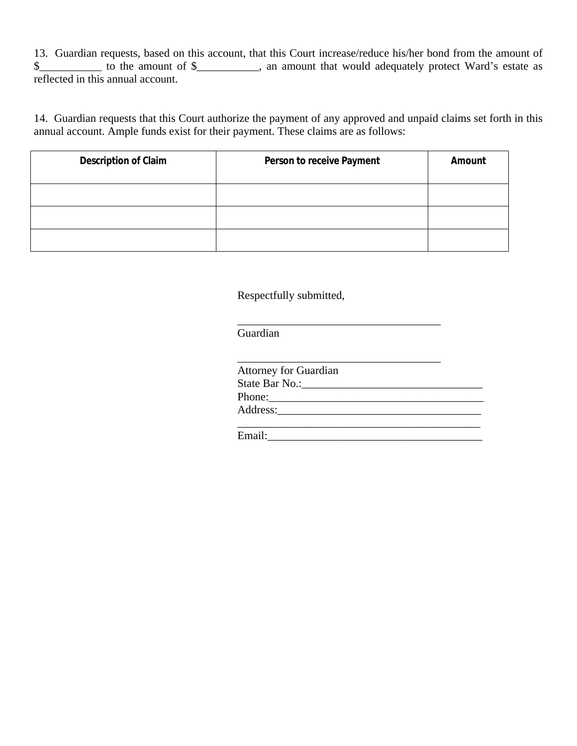13. Guardian requests, based on this account, that this Court increase/reduce his/her bond from the amount of $___________ to the amount of $___________, an amount that would adequately protect Ward's estate as reflected in this annual account.

14. Guardian requests that this Court authorize the payment of any approved and unpaid claims set forth in this annual account. Ample funds exist for their payment. These claims are as follows:

| Description of Claim | Person to receive Payment | Amount |
|---|---|---|
| | | |
| | | |
| | | |

Respectfully submitted,

_____________________________________
Guardian

_____________________________________
Attorney for Guardian
State Bar No.:________________________________
Phone:_______________________________________
Address:_____________________________________
____________________________________________
Email:_______________________________________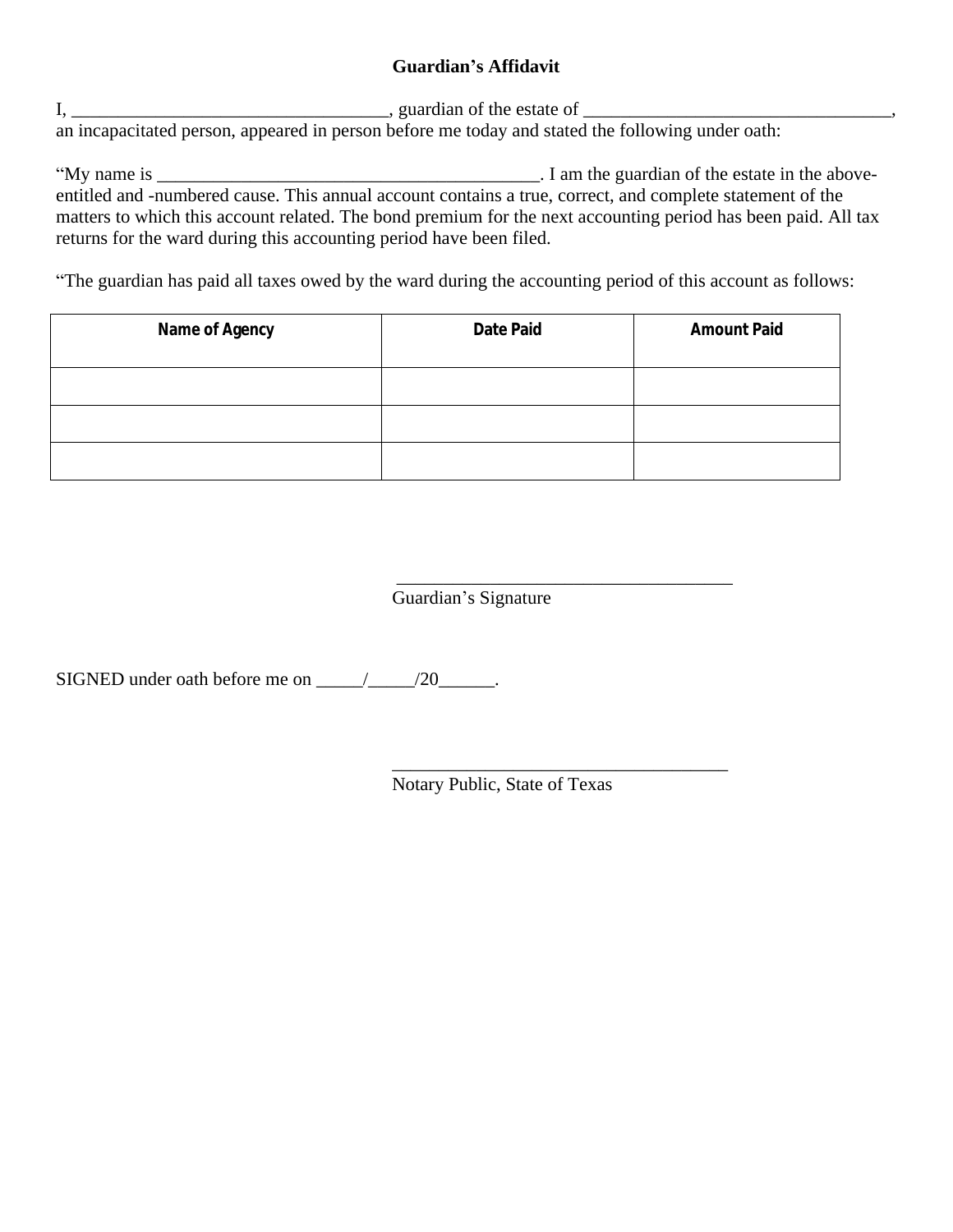**Guardian's Affidavit**

I, __________________________________, guardian of the estate of _________________________________, an incapacitated person, appeared in person before me today and stated the following under oath:

"My name is _________________________________________. I am the guardian of the estate in the above-entitled and -numbered cause. This annual account contains a true, correct, and complete statement of the matters to which this account related. The bond premium for the next accounting period has been paid. All tax returns for the ward during this accounting period have been filed.

"The guardian has paid all taxes owed by the ward during the accounting period of this account as follows:

| Name of Agency | Date Paid | Amount Paid |
|---|---|---|
| | | |
| | | |
| | | |

____________________________________
Guardian's Signature

SIGNED under oath before me on _____/_____/20______.

____________________________________
Notary Public, State of Texas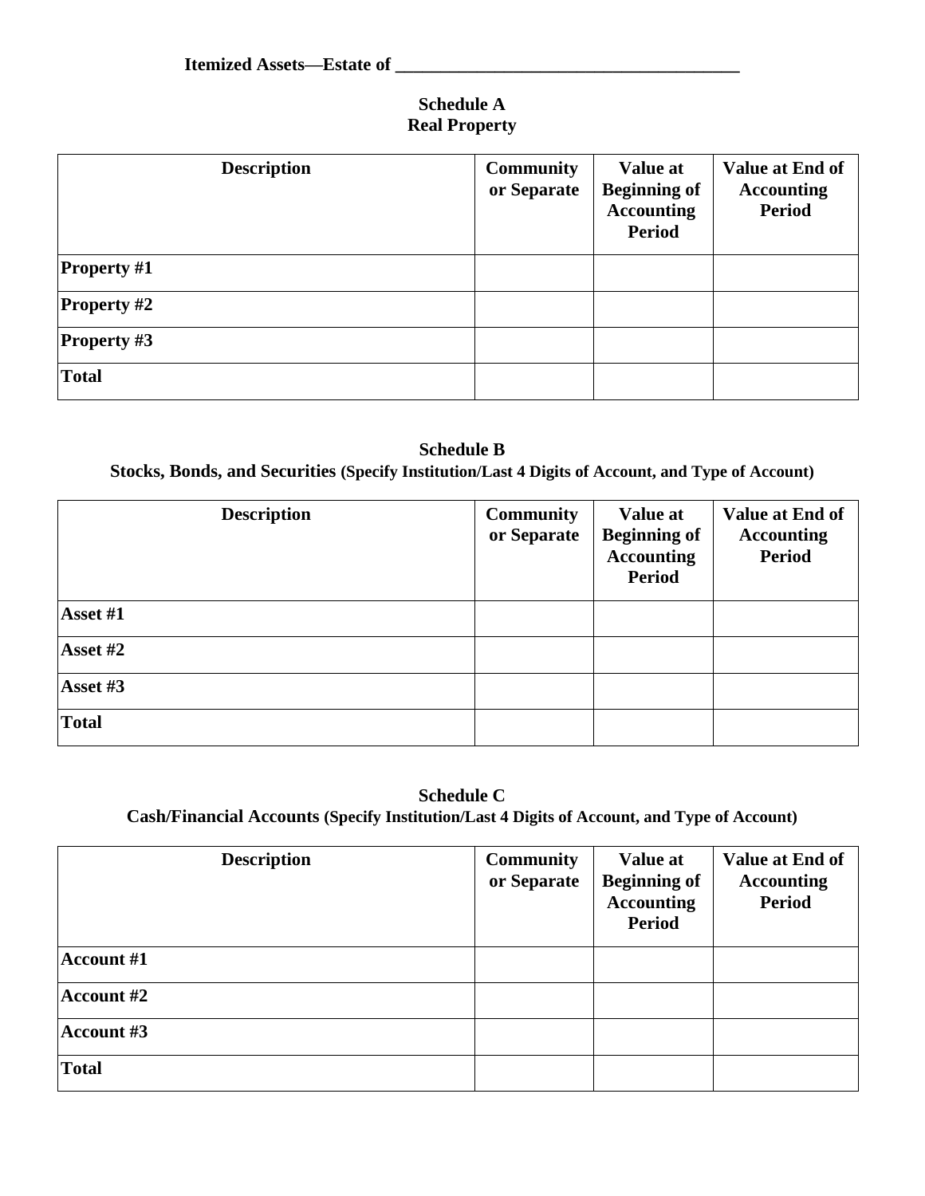**Itemized Assets—Estate of ______________________________________**

## Schedule A
## Real Property

| Description | Community or Separate | Value at Beginning of Accounting Period | Value at End of Accounting Period |
|---|---|---|---|
| **Property #1** | | | |
| **Property #2** | | | |
| **Property #3** | | | |
| **Total** | | | |

## Schedule B
## Stocks, Bonds, and Securities (Specify Institution/Last 4 Digits of Account, and Type of Account)

| Description | Community or Separate | Value at Beginning of Accounting Period | Value at End of Accounting Period |
|---|---|---|---|
| **Asset #1** | | | |
| **Asset #2** | | | |
| **Asset #3** | | | |
| **Total** | | | |

## Schedule C
## Cash/Financial Accounts (Specify Institution/Last 4 Digits of Account, and Type of Account)

| Description | Community or Separate | Value at Beginning of Accounting Period | Value at End of Accounting Period |
|---|---|---|---|
| **Account #1** | | | |
| **Account #2** | | | |
| **Account #3** | | | |
| **Total** | | | |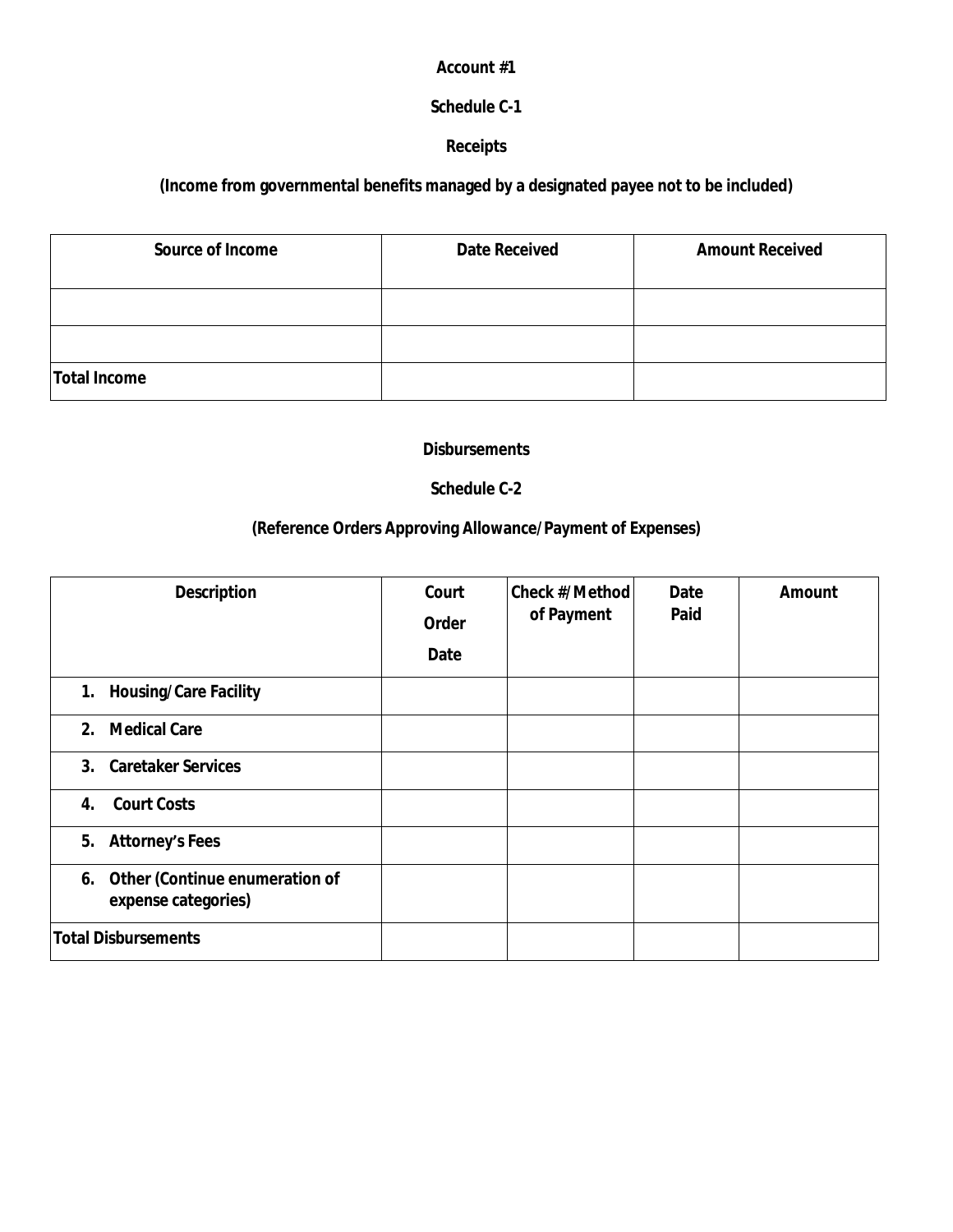**Account #1**

**Schedule C-1**

**Receipts**

**(Income from governmental benefits managed by a designated payee not to be included)**

| Source of Income | Date Received | Amount Received |
|---|---|---|
| | | |
| | | |
| **Total Income** | | |

**Disbursements**

**Schedule C-2**

**(Reference Orders Approving Allowance/Payment of Expenses)**

| Description | Court Order Date | Check #/Method of Payment | Date Paid | Amount |
|---|---|---|---|---|
| 1. Housing/Care Facility | | | | |
| 2. Medical Care | | | | |
| 3. Caretaker Services | | | | |
| 4. Court Costs | | | | |
| 5. Attorney's Fees | | | | |
| 6. Other (Continue enumeration of expense categories) | | | | |
| **Total Disbursements** | | | | |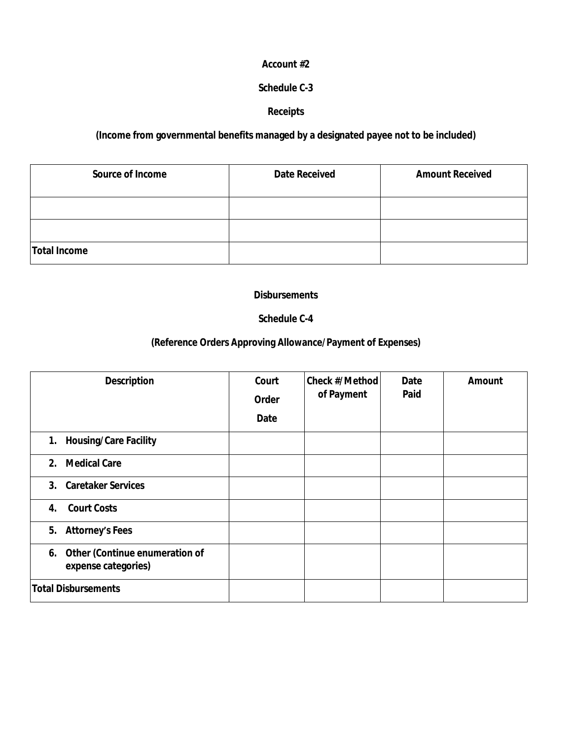**Account #2**

**Schedule C-3**

**Receipts**

**(Income from governmental benefits managed by a designated payee not to be included)**

| Source of Income | Date Received | Amount Received |
|---|---|---|
| | | |
| | | |
| **Total Income** | | |

**Disbursements**

**Schedule C-4**

**(Reference Orders Approving Allowance/Payment of Expenses)**

| Description | Court Order Date | Check #/Method of Payment | Date Paid | Amount |
|---|---|---|---|---|
| 1. Housing/Care Facility | | | | |
| 2. Medical Care | | | | |
| 3. Caretaker Services | | | | |
| 4. Court Costs | | | | |
| 5. Attorney's Fees | | | | |
| 6. Other (Continue enumeration of expense categories) | | | | |
| **Total Disbursements** | | | | |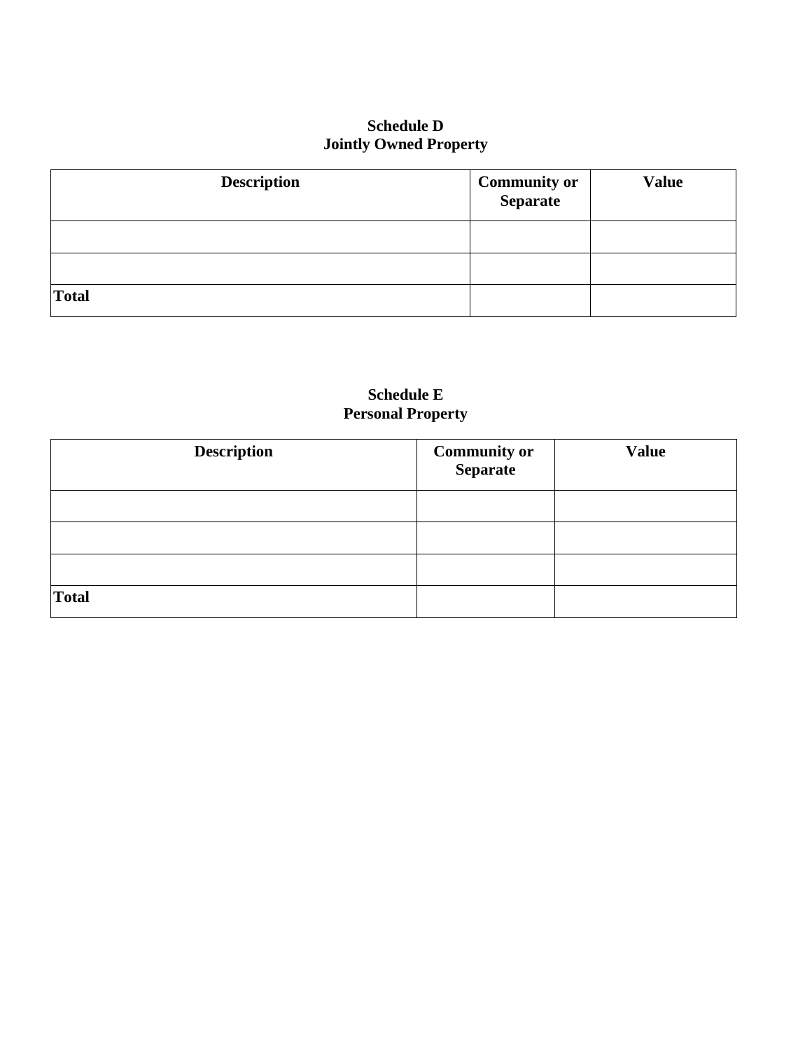**Schedule D**
**Jointly Owned Property**

| Description | Community or Separate | Value |
|---|---|---|
| | | |
| | | |
| **Total** | | |

**Schedule E**
**Personal Property**

| Description | Community or Separate | Value |
|---|---|---|
| | | |
| | | |
| | | |
| **Total** | | |